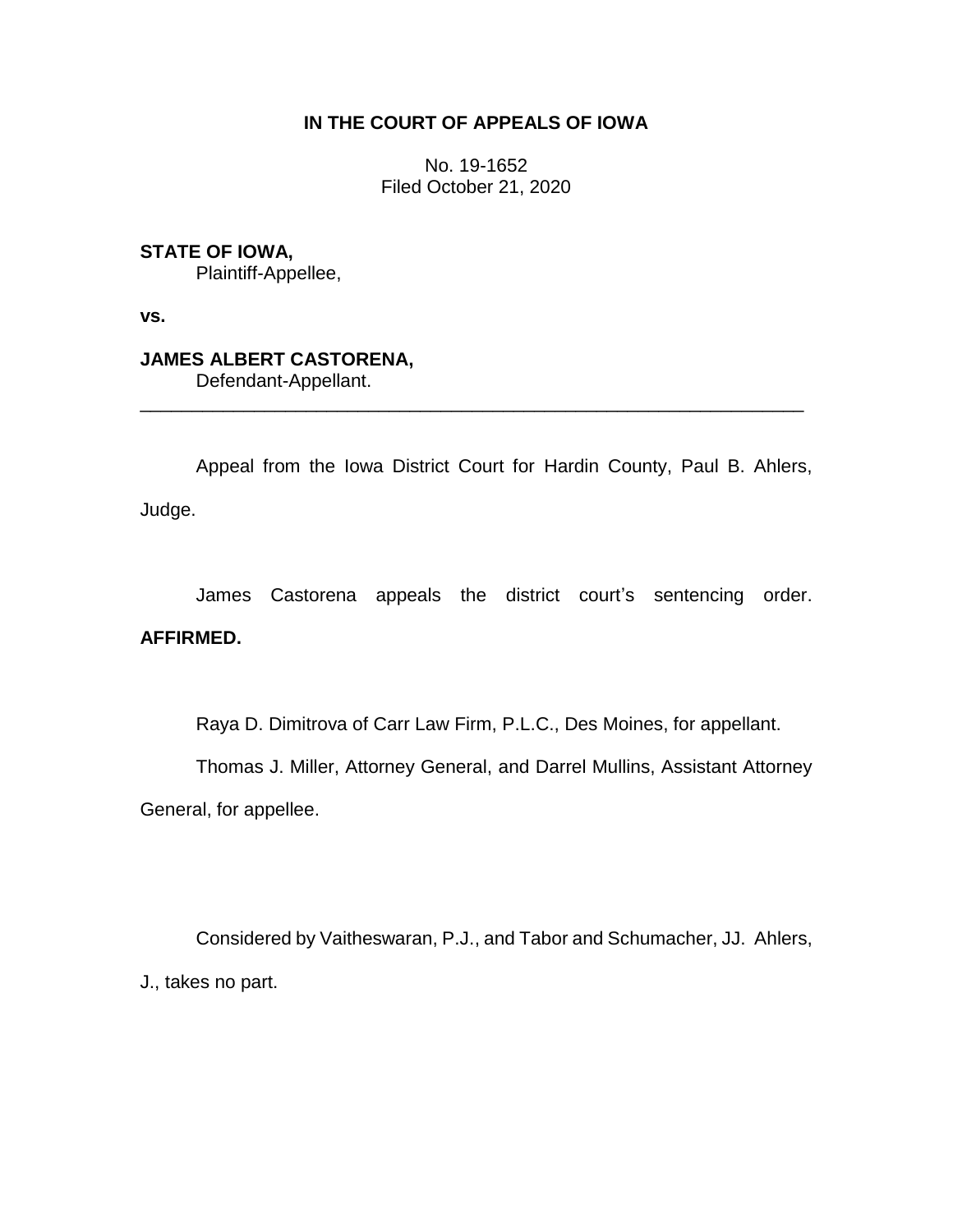**IN THE COURT OF APPEALS OF IOWA**

No. 19-1652
Filed October 21, 2020

**STATE OF IOWA,**
Plaintiff-Appellee,

**vs.**

**JAMES ALBERT CASTORENA,**
Defendant-Appellant.

---

Appeal from the Iowa District Court for Hardin County, Paul B. Ahlers, Judge.

James Castorena appeals the district court's sentencing order. **AFFIRMED.**

Raya D. Dimitrova of Carr Law Firm, P.L.C., Des Moines, for appellant.

Thomas J. Miller, Attorney General, and Darrel Mullins, Assistant Attorney General, for appellee.

Considered by Vaitheswaran, P.J., and Tabor and Schumacher, JJ. Ahlers, J., takes no part.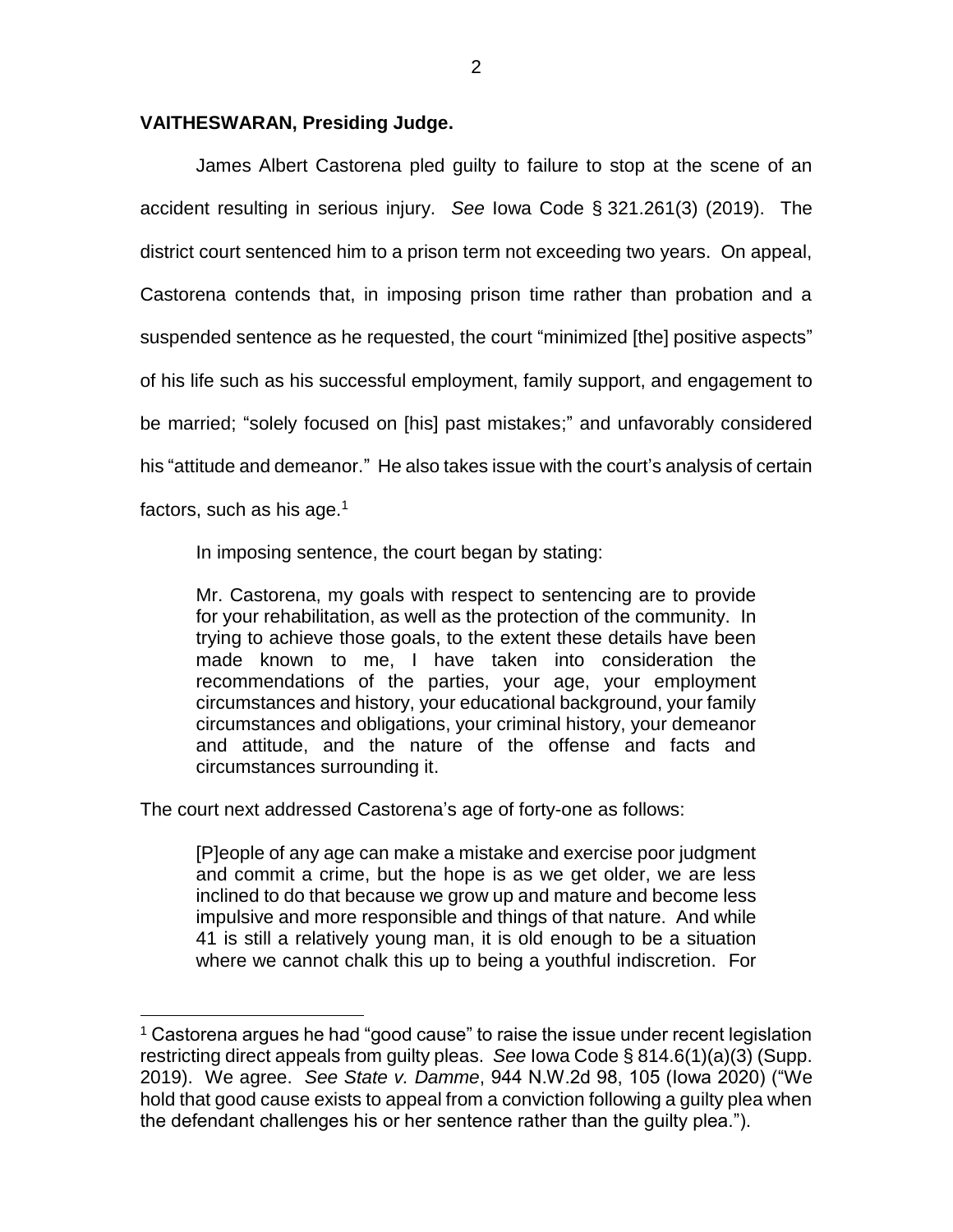**VAITHESWARAN, Presiding Judge.**

James Albert Castorena pled guilty to failure to stop at the scene of an accident resulting in serious injury. *See* Iowa Code § 321.261(3) (2019). The district court sentenced him to a prison term not exceeding two years. On appeal, Castorena contends that, in imposing prison time rather than probation and a suspended sentence as he requested, the court "minimized [the] positive aspects" of his life such as his successful employment, family support, and engagement to be married; "solely focused on [his] past mistakes;" and unfavorably considered his "attitude and demeanor." He also takes issue with the court's analysis of certain factors, such as his age.[1]

In imposing sentence, the court began by stating:

> Mr. Castorena, my goals with respect to sentencing are to provide for your rehabilitation, as well as the protection of the community. In trying to achieve those goals, to the extent these details have been made known to me, I have taken into consideration the recommendations of the parties, your age, your employment circumstances and history, your educational background, your family circumstances and obligations, your criminal history, your demeanor and attitude, and the nature of the offense and facts and circumstances surrounding it.

The court next addressed Castorena's age of forty-one as follows:

> [P]eople of any age can make a mistake and exercise poor judgment and commit a crime, but the hope is as we get older, we are less inclined to do that because we grow up and mature and become less impulsive and more responsible and things of that nature. And while 41 is still a relatively young man, it is old enough to be a situation where we cannot chalk this up to being a youthful indiscretion. For

---

[1] Castorena argues he had "good cause" to raise the issue under recent legislation restricting direct appeals from guilty pleas. *See* Iowa Code § 814.6(1)(a)(3) (Supp. 2019). We agree. *See State v. Damme*, 944 N.W.2d 98, 105 (Iowa 2020) ("We hold that good cause exists to appeal from a conviction following a guilty plea when the defendant challenges his or her sentence rather than the guilty plea.").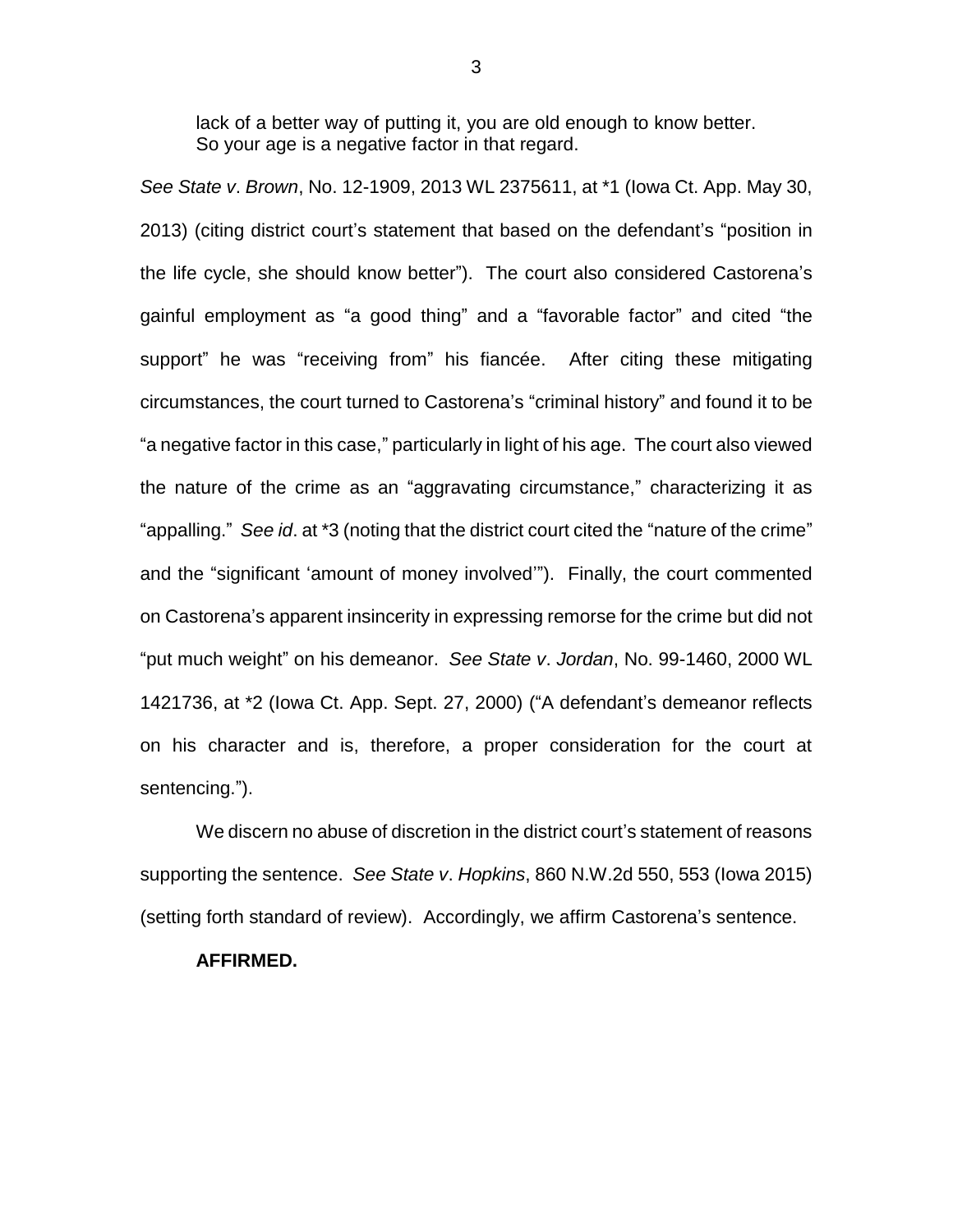> lack of a better way of putting it, you are old enough to know better. So your age is a negative factor in that regard.

*See State v. Brown*, No. 12-1909, 2013 WL 2375611, at *1 (Iowa Ct. App. May 30, 2013) (citing district court's statement that based on the defendant's "position in the life cycle, she should know better"). The court also considered Castorena's gainful employment as "a good thing" and a "favorable factor" and cited "the support" he was "receiving from" his fiancée. After citing these mitigating circumstances, the court turned to Castorena's "criminal history" and found it to be "a negative factor in this case," particularly in light of his age. The court also viewed the nature of the crime as an "aggravating circumstance," characterizing it as "appalling." *See id*. at *3 (noting that the district court cited the "nature of the crime" and the "significant 'amount of money involved'"). Finally, the court commented on Castorena's apparent insincerity in expressing remorse for the crime but did not "put much weight" on his demeanor. *See State v. Jordan*, No. 99-1460, 2000 WL 1421736, at *2 (Iowa Ct. App. Sept. 27, 2000) ("A defendant's demeanor reflects on his character and is, therefore, a proper consideration for the court at sentencing.").

We discern no abuse of discretion in the district court's statement of reasons supporting the sentence. *See State v. Hopkins*, 860 N.W.2d 550, 553 (Iowa 2015) (setting forth standard of review). Accordingly, we affirm Castorena's sentence.

**AFFIRMED.**